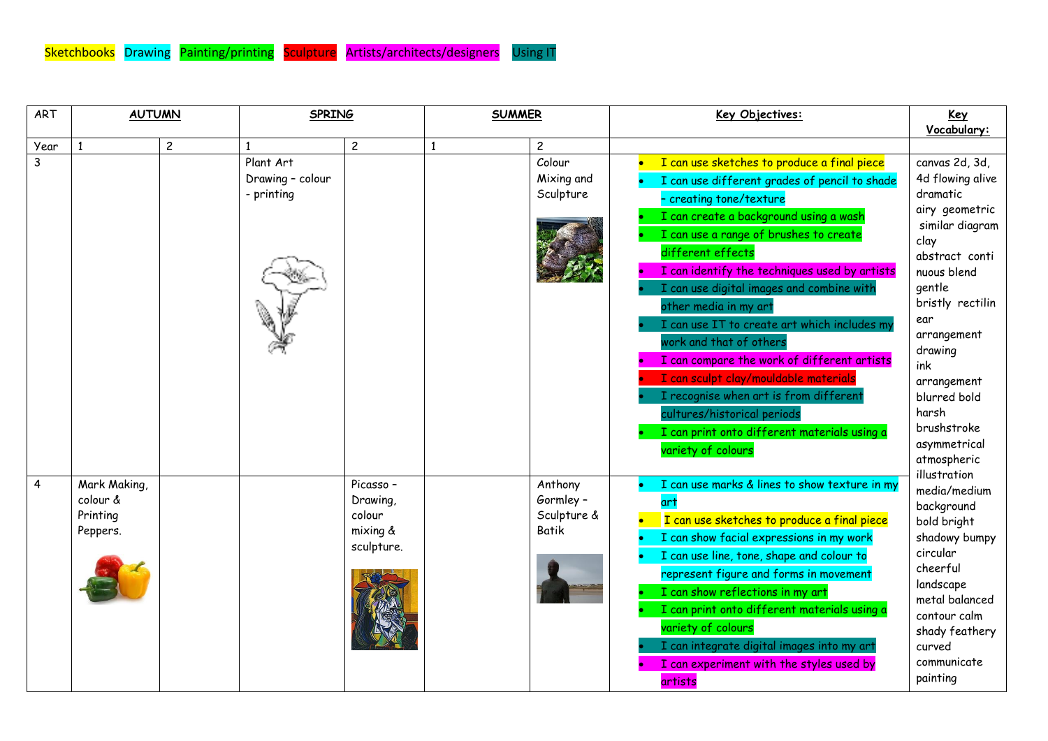Sketchbooks Drawing Painting/printing Sculpture Artists/architects/designers Using IT

| ART | AUTUMN | | SPRING | | SUMMER | | Key Objectives: | Key Vocabulary: |
|---|---|---|---|---|---|---|---|---|
| Year | 1 | 2 | 1 | 2 | 1 | 2 | | |
| 3 | | | Plant Art Drawing – colour - printing | | | Colour Mixing and Sculpture | • I can use sketches to produce a final piece<br>• I can use different grades of pencil to shade - creating tone/texture<br>• I can create a background using a wash<br>• I can use a range of brushes to create different effects<br>• I can identify the techniques used by artists<br>• I can use digital images and combine with other media in my art<br>• I can use IT to create art which includes my work and that of others<br>• I can compare the work of different artists<br>• I can sculpt clay/mouldable materials<br>• I recognise when art is from different cultures/historical periods<br>• I can print onto different materials using a variety of colours | canvas 2d, 3d, 4d flowing alive dramatic airy geometric similar diagram clay abstract continuous blend gentle bristly rectilinear arrangement drawing ink arrangement blurred bold harsh brushstroke asymmetrical atmospheric illustration media/medium background bold bright shadowy bumpy circular cheerful landscape metal balanced contour calm shady feathery curved communicate painting |
| 4 | Mark Making, colour & Printing Peppers. | | | Picasso – Drawing, colour mixing & sculpture. | | Anthony Gormley – Sculpture & Batik | • I can use marks & lines to show texture in my art<br>• I can use sketches to produce a final piece<br>• I can show facial expressions in my work<br>• I can use line, tone, shape and colour to represent figure and forms in movement<br>• I can show reflections in my art<br>• I can print onto different materials using a variety of colours<br>• I can integrate digital images into my art<br>• I can experiment with the styles used by artists | |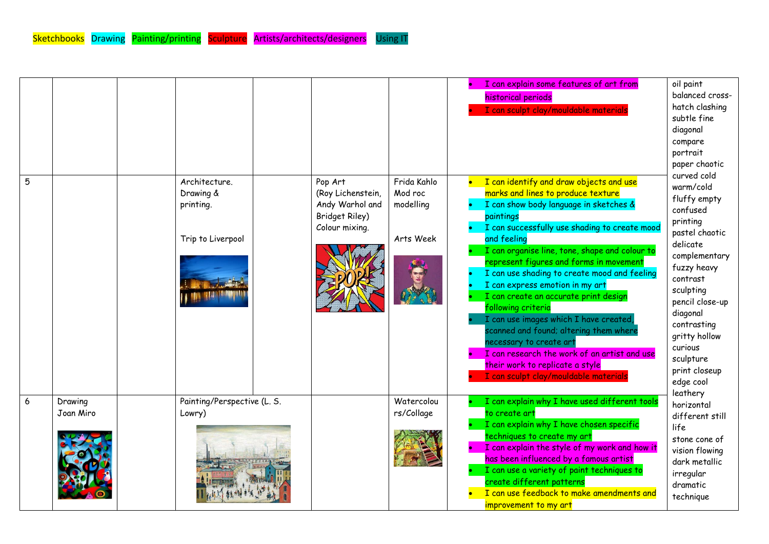Sketchbooks Drawing Painting/printing Sculpture Artists/architects/designers Using IT

| | | | | | | | | |
|---|---|---|---|---|---|---|---|---|
| | | | | | | | • I can explain some features of art from historical periods<br>• I can sculpt clay/mouldable materials | oil paint balanced cross-hatch clashing subtle fine diagonal compare portrait paper chaotic curved cold warm/cold fluffy empty confused printing pastel chaotic delicate complementary fuzzy heavy contrast sculpting pencil close-up diagonal contrasting gritty hollow curious sculpture print closeup edge cool leathery horizontal different still life stone cone of vision flowing dark metallic irregular dramatic technique |
| 5 | | | Architecture. Drawing & printing.<br><br>Trip to Liverpool | | Pop Art (Roy Lichenstein, Andy Warhol and Bridget Riley) Colour mixing. | Frida Kahlo Mod roc modelling<br><br>Arts Week | • I can identify and draw objects and use marks and lines to produce texture<br>• I can show body language in sketches & paintings<br>• I can successfully use shading to create mood and feeling<br>• I can organise line, tone, shape and colour to represent figures and forms in movement<br>• I can use shading to create mood and feeling<br>• I can express emotion in my art<br>• I can create an accurate print design following criteria<br>• I can use images which I have created, scanned and found; altering them where necessary to create art<br>• I can research the work of an artist and use their work to replicate a style<br>• I can sculpt clay/mouldable materials | |
| 6 | Drawing Joan Miro | | Painting/Perspective (L. S. Lowry) | | | Watercolours/Collage | • I can explain why I have used different tools to create art<br>• I can explain why I have chosen specific techniques to create my art<br>• I can explain the style of my work and how it has been influenced by a famous artist<br>• I can use a variety of paint techniques to create different patterns<br>• I can use feedback to make amendments and improvement to my art | |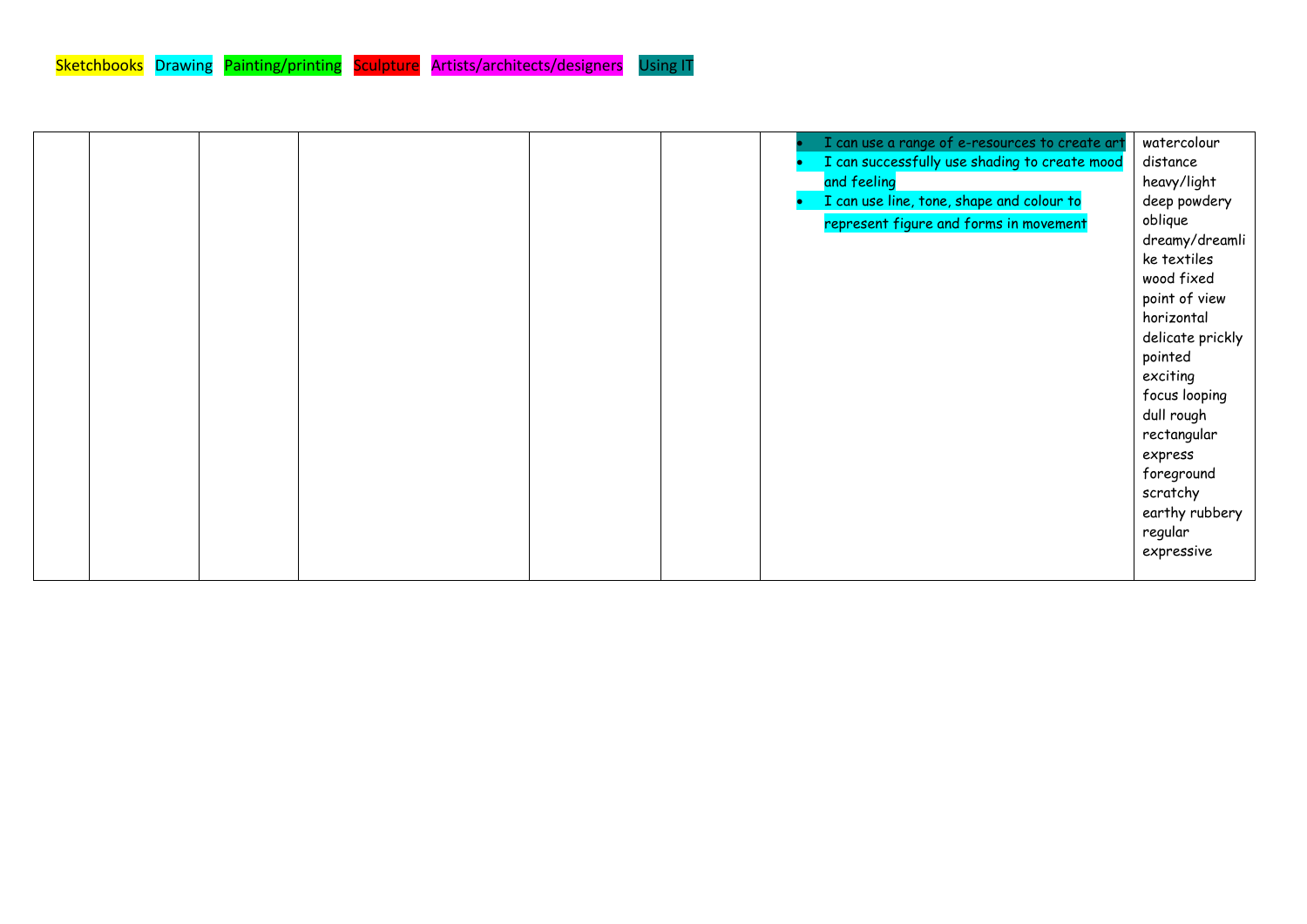Sketchbooks Drawing Painting/printing Sculpture Artists/architects/designers Using IT

| | | | | | | | |
|---|---|---|---|---|---|---|---|
| | | | | | | • I can use a range of e-resources to create art<br>• I can successfully use shading to create mood and feeling<br>• I can use line, tone, shape and colour to represent figure and forms in movement | watercolour<br>distance<br>heavy/light<br>deep powdery<br>oblique<br>dreamy/dreamlike textiles<br>wood fixed<br>point of view<br>horizontal<br>delicate prickly<br>pointed<br>exciting<br>focus looping<br>dull rough<br>rectangular<br>express<br>foreground<br>scratchy<br>earthy rubbery<br>regular<br>expressive |